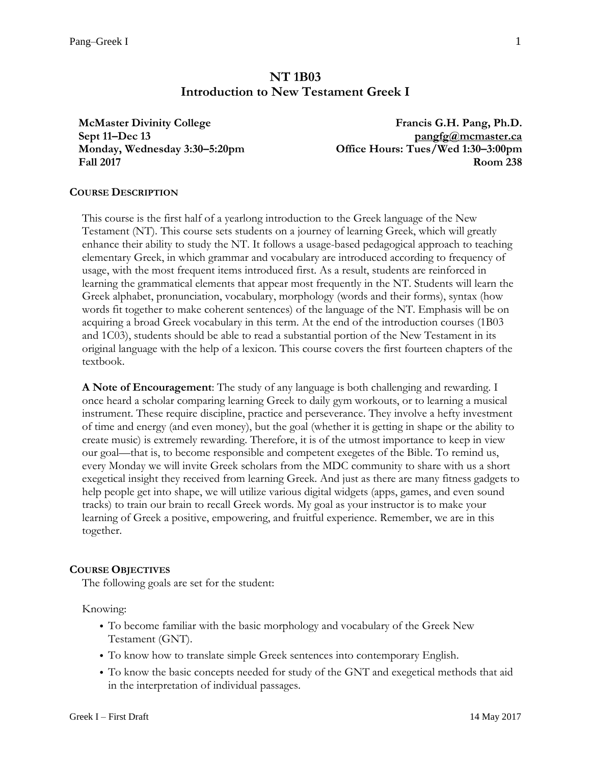# NT 1B03
## Introduction to New Testament Greek I

**McMaster Divinity College**
**Sept 11–Dec 13**
**Monday, Wednesday 3:30–5:20pm**
**Fall 2017**

**Francis G.H. Pang, Ph.D.**
**pangfg@mcmaster.ca**
**Office Hours: Tues/Wed 1:30–3:00pm**
**Room 238**

### COURSE DESCRIPTION

This course is the first half of a yearlong introduction to the Greek language of the New Testament (NT). This course sets students on a journey of learning Greek, which will greatly enhance their ability to study the NT. It follows a usage-based pedagogical approach to teaching elementary Greek, in which grammar and vocabulary are introduced according to frequency of usage, with the most frequent items introduced first. As a result, students are reinforced in learning the grammatical elements that appear most frequently in the NT. Students will learn the Greek alphabet, pronunciation, vocabulary, morphology (words and their forms), syntax (how words fit together to make coherent sentences) of the language of the NT. Emphasis will be on acquiring a broad Greek vocabulary in this term. At the end of the introduction courses (1B03 and 1C03), students should be able to read a substantial portion of the New Testament in its original language with the help of a lexicon. This course covers the first fourteen chapters of the textbook.

**A Note of Encouragement**: The study of any language is both challenging and rewarding. I once heard a scholar comparing learning Greek to daily gym workouts, or to learning a musical instrument. These require discipline, practice and perseverance. They involve a hefty investment of time and energy (and even money), but the goal (whether it is getting in shape or the ability to create music) is extremely rewarding. Therefore, it is of the utmost importance to keep in view our goal—that is, to become responsible and competent exegetes of the Bible. To remind us, every Monday we will invite Greek scholars from the MDC community to share with us a short exegetical insight they received from learning Greek. And just as there are many fitness gadgets to help people get into shape, we will utilize various digital widgets (apps, games, and even sound tracks) to train our brain to recall Greek words. My goal as your instructor is to make your learning of Greek a positive, empowering, and fruitful experience. Remember, we are in this together.

### COURSE OBJECTIVES

The following goals are set for the student:

Knowing:

- To become familiar with the basic morphology and vocabulary of the Greek New Testament (GNT).
- To know how to translate simple Greek sentences into contemporary English.
- To know the basic concepts needed for study of the GNT and exegetical methods that aid in the interpretation of individual passages.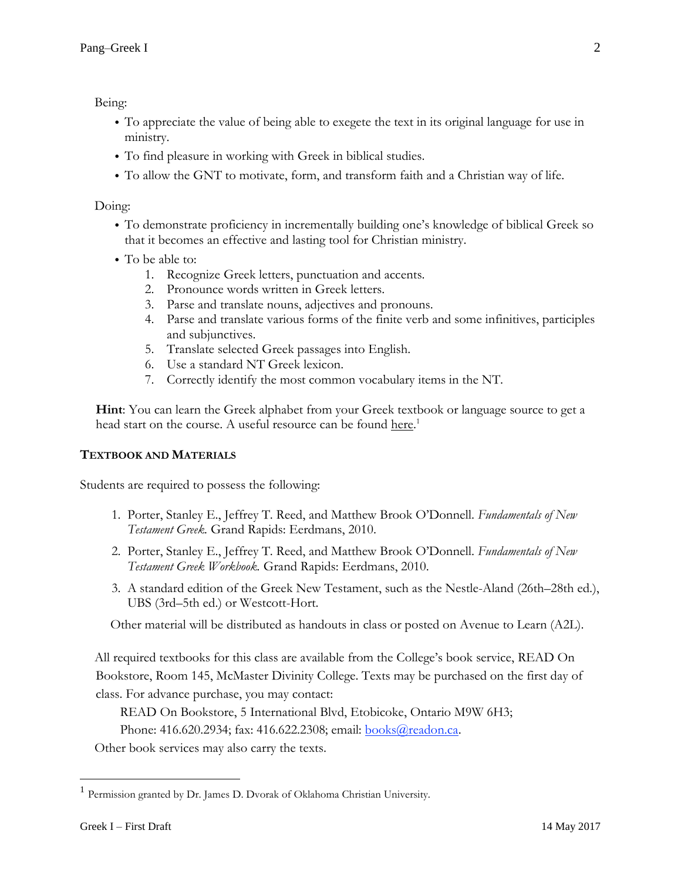Being:

- To appreciate the value of being able to exegete the text in its original language for use in ministry.
- To find pleasure in working with Greek in biblical studies.
- To allow the GNT to motivate, form, and transform faith and a Christian way of life.

Doing:

- To demonstrate proficiency in incrementally building one's knowledge of biblical Greek so that it becomes an effective and lasting tool for Christian ministry.
- To be able to:
    1. Recognize Greek letters, punctuation and accents.
    2. Pronounce words written in Greek letters.
    3. Parse and translate nouns, adjectives and pronouns.
    4. Parse and translate various forms of the finite verb and some infinitives, participles and subjunctives.
    5. Translate selected Greek passages into English.
    6. Use a standard NT Greek lexicon.
    7. Correctly identify the most common vocabulary items in the NT.

**Hint**: You can learn the Greek alphabet from your Greek textbook or language source to get a head start on the course. A useful resource can be found here.[1]

## TEXTBOOK AND MATERIALS

Students are required to possess the following:

1. Porter, Stanley E., Jeffrey T. Reed, and Matthew Brook O'Donnell. *Fundamentals of New Testament Greek.* Grand Rapids: Eerdmans, 2010.
2. Porter, Stanley E., Jeffrey T. Reed, and Matthew Brook O'Donnell. *Fundamentals of New Testament Greek Workbook.* Grand Rapids: Eerdmans, 2010.
3. A standard edition of the Greek New Testament, such as the Nestle-Aland (26th–28th ed.), UBS (3rd–5th ed.) or Westcott-Hort.

Other material will be distributed as handouts in class or posted on Avenue to Learn (A2L).

All required textbooks for this class are available from the College's book service, READ On Bookstore, Room 145, McMaster Divinity College. Texts may be purchased on the first day of class. For advance purchase, you may contact:

READ On Bookstore, 5 International Blvd, Etobicoke, Ontario M9W 6H3;
Phone: 416.620.2934; fax: 416.622.2308; email: books@readon.ca.

Other book services may also carry the texts.

---

[1] Permission granted by Dr. James D. Dvorak of Oklahoma Christian University.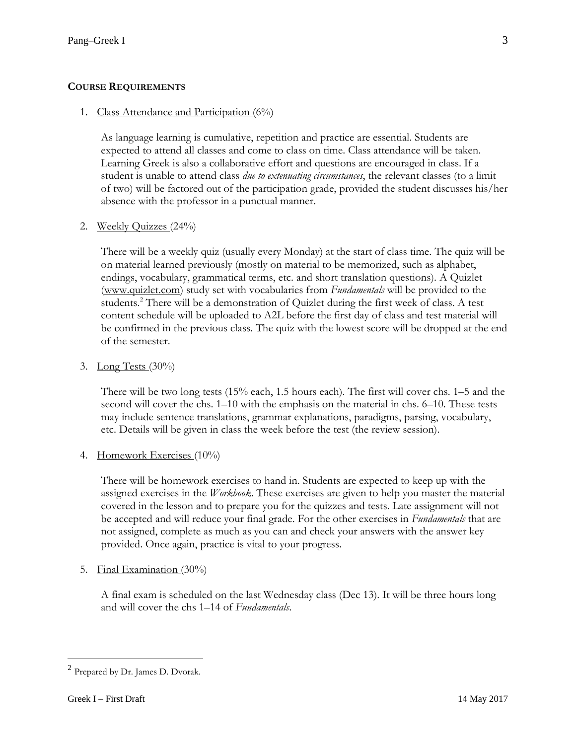## **COURSE REQUIREMENTS**

1. Class Attendance and Participation (6%)

   As language learning is cumulative, repetition and practice are essential. Students are expected to attend all classes and come to class on time. Class attendance will be taken. Learning Greek is also a collaborative effort and questions are encouraged in class. If a student is unable to attend class *due to extenuating circumstances*, the relevant classes (to a limit of two) will be factored out of the participation grade, provided the student discusses his/her absence with the professor in a punctual manner.

2. Weekly Quizzes (24%)

   There will be a weekly quiz (usually every Monday) at the start of class time. The quiz will be on material learned previously (mostly on material to be memorized, such as alphabet, endings, vocabulary, grammatical terms, etc. and short translation questions). A Quizlet (www.quizlet.com) study set with vocabularies from *Fundamentals* will be provided to the students.[2] There will be a demonstration of Quizlet during the first week of class. A test content schedule will be uploaded to A2L before the first day of class and test material will be confirmed in the previous class. The quiz with the lowest score will be dropped at the end of the semester.

3. Long Tests (30%)

   There will be two long tests (15% each, 1.5 hours each). The first will cover chs. 1–5 and the second will cover the chs. 1–10 with the emphasis on the material in chs. 6–10. These tests may include sentence translations, grammar explanations, paradigms, parsing, vocabulary, etc. Details will be given in class the week before the test (the review session).

4. Homework Exercises (10%)

   There will be homework exercises to hand in. Students are expected to keep up with the assigned exercises in the *Workbook*. These exercises are given to help you master the material covered in the lesson and to prepare you for the quizzes and tests. Late assignment will not be accepted and will reduce your final grade. For the other exercises in *Fundamentals* that are not assigned, complete as much as you can and check your answers with the answer key provided. Once again, practice is vital to your progress.

5. Final Examination (30%)

   A final exam is scheduled on the last Wednesday class (Dec 13). It will be three hours long and will cover the chs 1–14 of *Fundamentals*.

---

[2] Prepared by Dr. James D. Dvorak.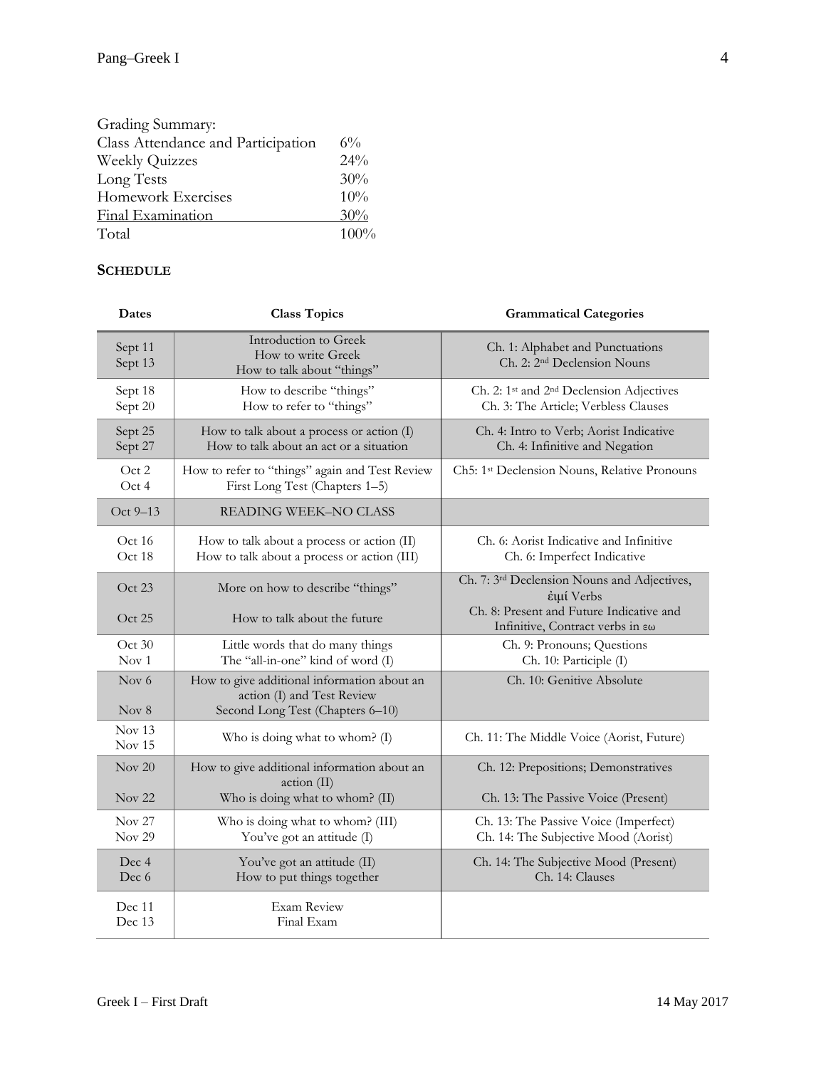Grading Summary:

| | |
|---|---|
| Class Attendance and Participation | 6% |
| Weekly Quizzes | 24% |
| Long Tests | 30% |
| Homework Exercises | 10% |
| Final Examination | 30% |
| Total | 100% |

## SCHEDULE

| Dates | Class Topics | Grammatical Categories |
|---|---|---|
| Sept 11<br>Sept 13 | Introduction to Greek<br>How to write Greek<br>How to talk about "things" | Ch. 1: Alphabet and Punctuations<br>Ch. 2: 2nd Declension Nouns |
| Sept 18<br>Sept 20 | How to describe "things"<br>How to refer to "things" | Ch. 2: 1st and 2nd Declension Adjectives<br>Ch. 3: The Article; Verbless Clauses |
| Sept 25<br>Sept 27 | How to talk about a process or action (I)<br>How to talk about an act or a situation | Ch. 4: Intro to Verb; Aorist Indicative<br>Ch. 4: Infinitive and Negation |
| Oct 2<br>Oct 4 | How to refer to "things" again and Test Review<br>First Long Test (Chapters 1–5) | Ch5: 1st Declension Nouns, Relative Pronouns |
| Oct 9–13 | READING WEEK–NO CLASS | |
| Oct 16<br>Oct 18 | How to talk about a process or action (II)<br>How to talk about a process or action (III) | Ch. 6: Aorist Indicative and Infinitive<br>Ch. 6: Imperfect Indicative |
| Oct 23<br>Oct 25 | More on how to describe "things"<br>How to talk about the future | Ch. 7: 3rd Declension Nouns and Adjectives, εἰμί Verbs<br>Ch. 8: Present and Future Indicative and Infinitive, Contract verbs in εω |
| Oct 30<br>Nov 1 | Little words that do many things<br>The "all-in-one" kind of word (I) | Ch. 9: Pronouns; Questions<br>Ch. 10: Participle (I) |
| Nov 6<br>Nov 8 | How to give additional information about an action (I) and Test Review<br>Second Long Test (Chapters 6–10) | Ch. 10: Genitive Absolute |
| Nov 13<br>Nov 15 | Who is doing what to whom? (I) | Ch. 11: The Middle Voice (Aorist, Future) |
| Nov 20<br>Nov 22 | How to give additional information about an action (II)<br>Who is doing what to whom? (II) | Ch. 12: Prepositions; Demonstratives<br>Ch. 13: The Passive Voice (Present) |
| Nov 27<br>Nov 29 | Who is doing what to whom? (III)<br>You've got an attitude (I) | Ch. 13: The Passive Voice (Imperfect)<br>Ch. 14: The Subjective Mood (Aorist) |
| Dec 4<br>Dec 6 | You've got an attitude (II)<br>How to put things together | Ch. 14: The Subjective Mood (Present)<br>Ch. 14: Clauses |
| Dec 11<br>Dec 13 | Exam Review<br>Final Exam | |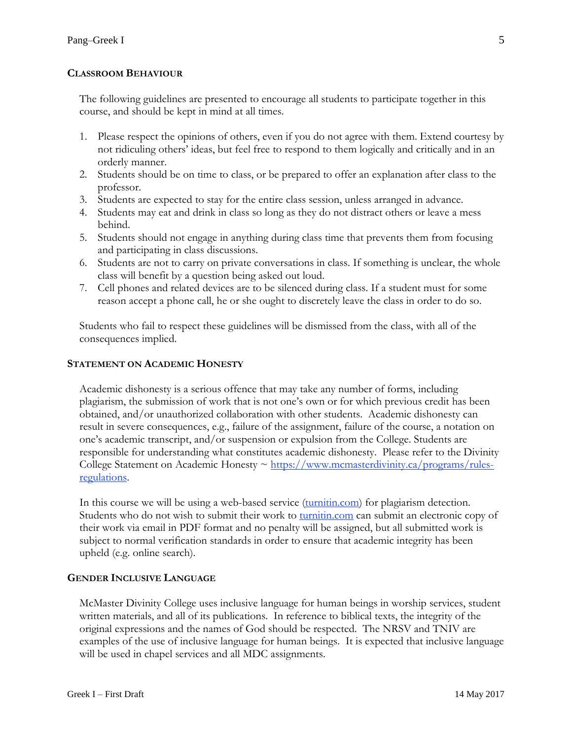## Classroom Behaviour

The following guidelines are presented to encourage all students to participate together in this course, and should be kept in mind at all times.

1. Please respect the opinions of others, even if you do not agree with them. Extend courtesy by not ridiculing others' ideas, but feel free to respond to them logically and critically and in an orderly manner.
2. Students should be on time to class, or be prepared to offer an explanation after class to the professor.
3. Students are expected to stay for the entire class session, unless arranged in advance.
4. Students may eat and drink in class so long as they do not distract others or leave a mess behind.
5. Students should not engage in anything during class time that prevents them from focusing and participating in class discussions.
6. Students are not to carry on private conversations in class. If something is unclear, the whole class will benefit by a question being asked out loud.
7. Cell phones and related devices are to be silenced during class. If a student must for some reason accept a phone call, he or she ought to discretely leave the class in order to do so.

Students who fail to respect these guidelines will be dismissed from the class, with all of the consequences implied.

## Statement on Academic Honesty

Academic dishonesty is a serious offence that may take any number of forms, including plagiarism, the submission of work that is not one's own or for which previous credit has been obtained, and/or unauthorized collaboration with other students. Academic dishonesty can result in severe consequences, e.g., failure of the assignment, failure of the course, a notation on one's academic transcript, and/or suspension or expulsion from the College. Students are responsible for understanding what constitutes academic dishonesty. Please refer to the Divinity College Statement on Academic Honesty ~ https://www.mcmasterdivinity.ca/programs/rules-regulations.

In this course we will be using a web-based service (turnitin.com) for plagiarism detection. Students who do not wish to submit their work to turnitin.com can submit an electronic copy of their work via email in PDF format and no penalty will be assigned, but all submitted work is subject to normal verification standards in order to ensure that academic integrity has been upheld (e.g. online search).

## Gender Inclusive Language

McMaster Divinity College uses inclusive language for human beings in worship services, student written materials, and all of its publications. In reference to biblical texts, the integrity of the original expressions and the names of God should be respected. The NRSV and TNIV are examples of the use of inclusive language for human beings. It is expected that inclusive language will be used in chapel services and all MDC assignments.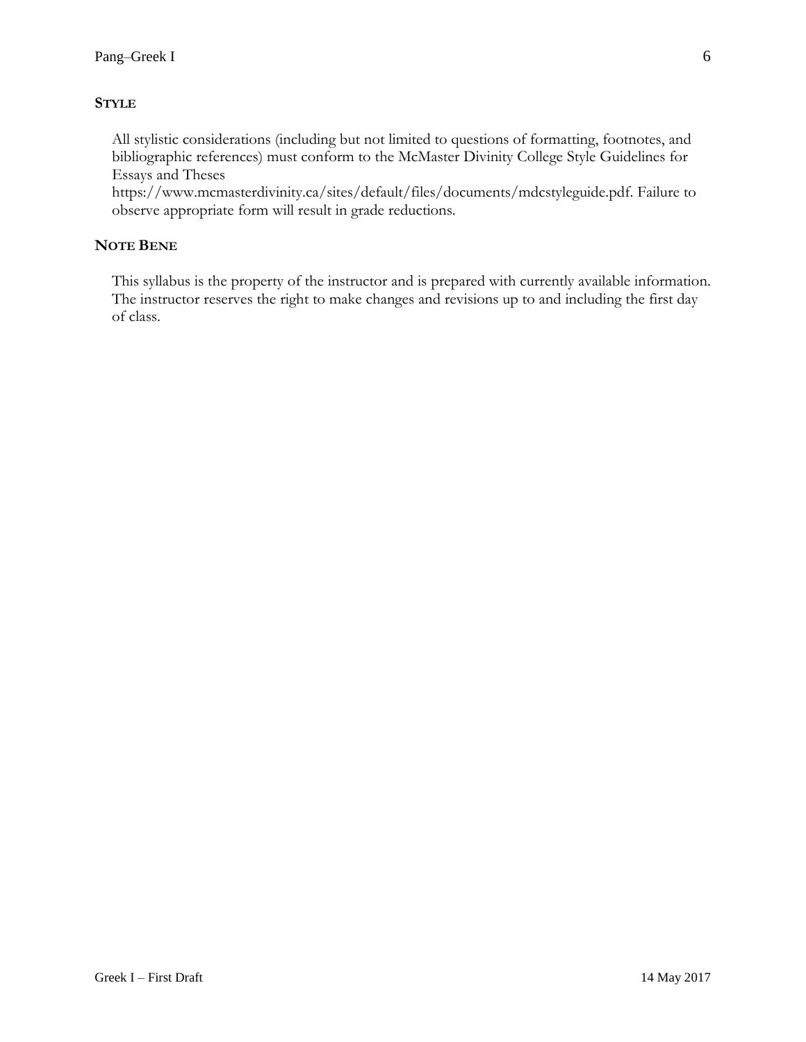## STYLE

All stylistic considerations (including but not limited to questions of formatting, footnotes, and bibliographic references) must conform to the McMaster Divinity College Style Guidelines for Essays and Theses https://www.mcmasterdivinity.ca/sites/default/files/documents/mdcstyleguide.pdf. Failure to observe appropriate form will result in grade reductions.

## NOTE BENE

This syllabus is the property of the instructor and is prepared with currently available information. The instructor reserves the right to make changes and revisions up to and including the first day of class.